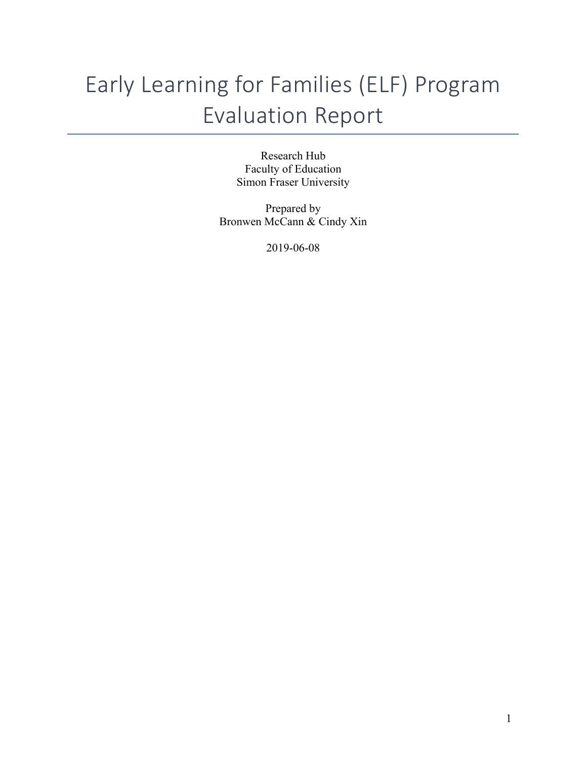# Early Learning for Families (ELF) Program Evaluation Report

Research Hub
Faculty of Education
Simon Fraser University

Prepared by
Bronwen McCann & Cindy Xin

2019-06-08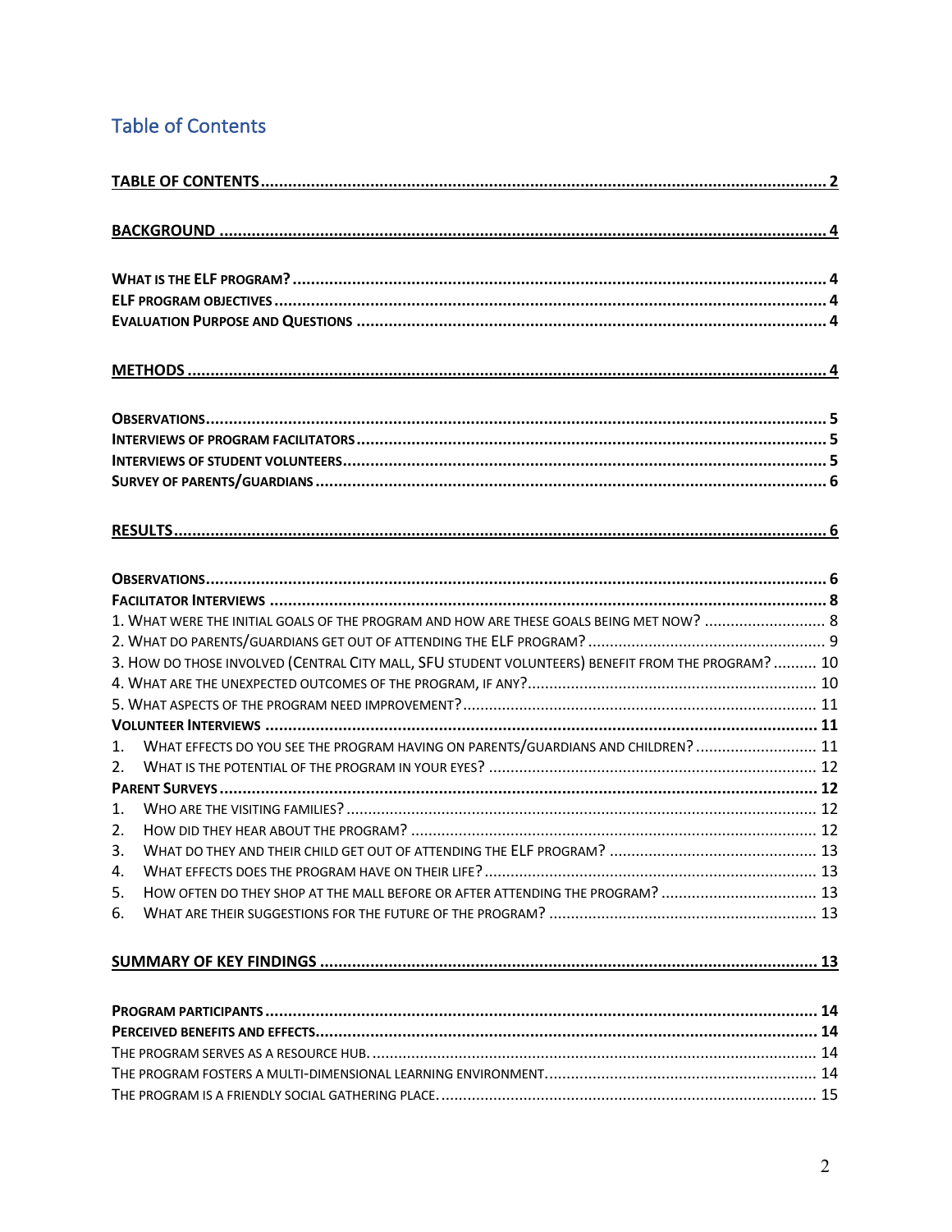# Table of Contents

**TABLE OF CONTENTS** ..... 2

**BACKGROUND** ..... 4

**WHAT IS THE ELF PROGRAM?** ..... 4
**ELF PROGRAM OBJECTIVES** ..... 4
**EVALUATION PURPOSE AND QUESTIONS** ..... 4

**METHODS** ..... 4

**OBSERVATIONS** ..... 5
**INTERVIEWS OF PROGRAM FACILITATORS** ..... 5
**INTERVIEWS OF STUDENT VOLUNTEERS** ..... 5
**SURVEY OF PARENTS/GUARDIANS** ..... 6

**RESULTS** ..... 6

**OBSERVATIONS** ..... 6
**FACILITATOR INTERVIEWS** ..... 8
1. WHAT WERE THE INITIAL GOALS OF THE PROGRAM AND HOW ARE THESE GOALS BEING MET NOW? ..... 8
2. WHAT DO PARENTS/GUARDIANS GET OUT OF ATTENDING THE ELF PROGRAM? ..... 9
3. HOW DO THOSE INVOLVED (CENTRAL CITY MALL, SFU STUDENT VOLUNTEERS) BENEFIT FROM THE PROGRAM? ..... 10
4. WHAT ARE THE UNEXPECTED OUTCOMES OF THE PROGRAM, IF ANY? ..... 10
5. WHAT ASPECTS OF THE PROGRAM NEED IMPROVEMENT? ..... 11

**VOLUNTEER INTERVIEWS** ..... 11
1. WHAT EFFECTS DO YOU SEE THE PROGRAM HAVING ON PARENTS/GUARDIANS AND CHILDREN? ..... 11
2. WHAT IS THE POTENTIAL OF THE PROGRAM IN YOUR EYES? ..... 12

**PARENT SURVEYS** ..... 12
1. WHO ARE THE VISITING FAMILIES? ..... 12
2. HOW DID THEY HEAR ABOUT THE PROGRAM? ..... 12
3. WHAT DO THEY AND THEIR CHILD GET OUT OF ATTENDING THE ELF PROGRAM? ..... 13
4. WHAT EFFECTS DOES THE PROGRAM HAVE ON THEIR LIFE? ..... 13
5. HOW OFTEN DO THEY SHOP AT THE MALL BEFORE OR AFTER ATTENDING THE PROGRAM? ..... 13
6. WHAT ARE THEIR SUGGESTIONS FOR THE FUTURE OF THE PROGRAM? ..... 13

**SUMMARY OF KEY FINDINGS** ..... 13

**PROGRAM PARTICIPANTS** ..... 14
**PERCEIVED BENEFITS AND EFFECTS** ..... 14
THE PROGRAM SERVES AS A RESOURCE HUB. ..... 14
THE PROGRAM FOSTERS A MULTI-DIMENSIONAL LEARNING ENVIRONMENT. ..... 14
THE PROGRAM IS A FRIENDLY SOCIAL GATHERING PLACE. ..... 15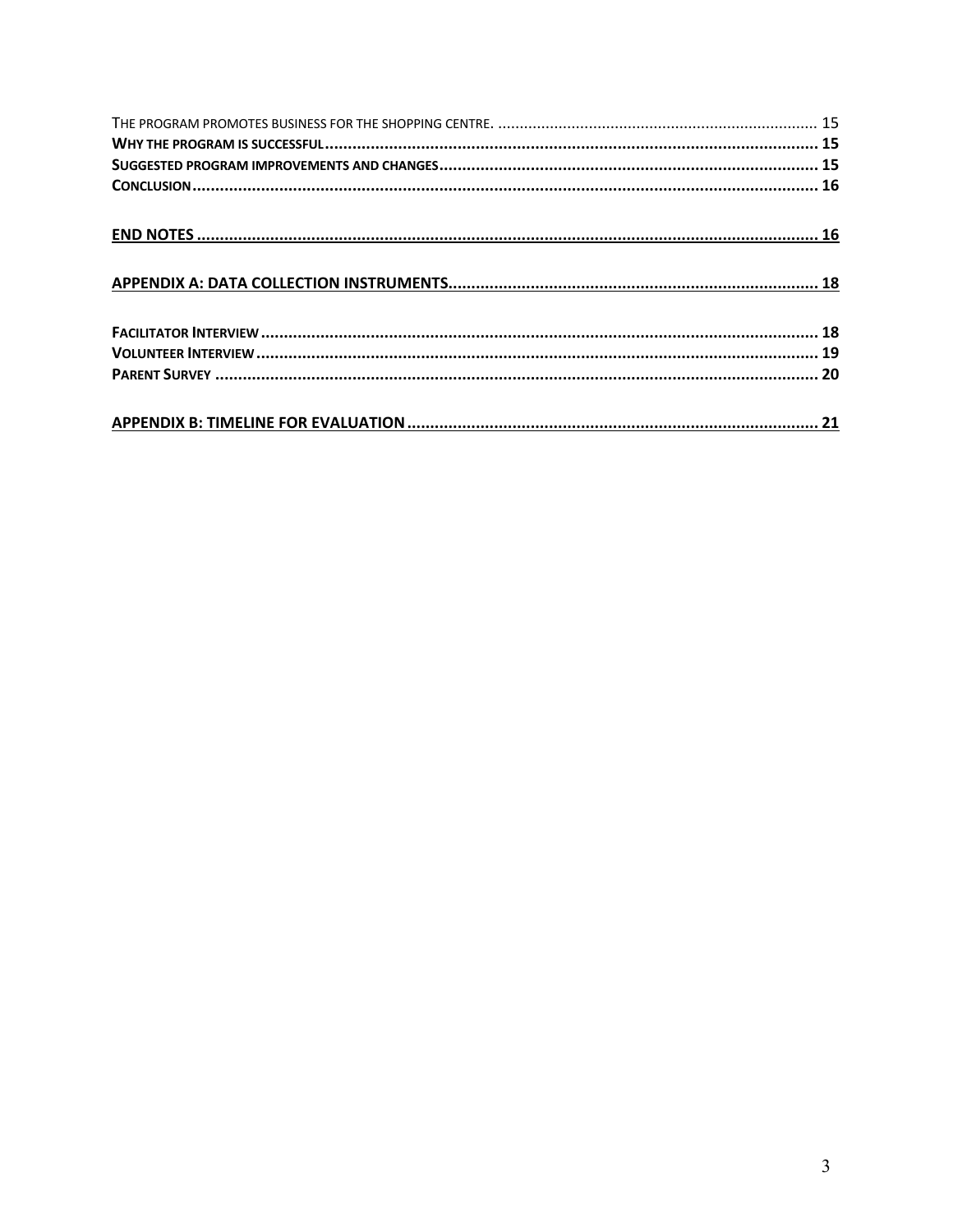THE PROGRAM PROMOTES BUSINESS FOR THE SHOPPING CENTRE. ........................................................................ 15

**WHY THE PROGRAM IS SUCCESSFUL**............................................................................................................ **15**

**SUGGESTED PROGRAM IMPROVEMENTS AND CHANGES**.................................................................................. **15**

**CONCLUSION**........................................................................................................................................ **16**

**END NOTES** ........................................................................................................................................ **16**

**APPENDIX A: DATA COLLECTION INSTRUMENTS**................................................................................ **18**

**FACILITATOR INTERVIEW** ......................................................................................................................... **18**

**VOLUNTEER INTERVIEW** .......................................................................................................................... **19**

**PARENT SURVEY** .................................................................................................................................. **20**

**APPENDIX B: TIMELINE FOR EVALUATION**........................................................................................ **21**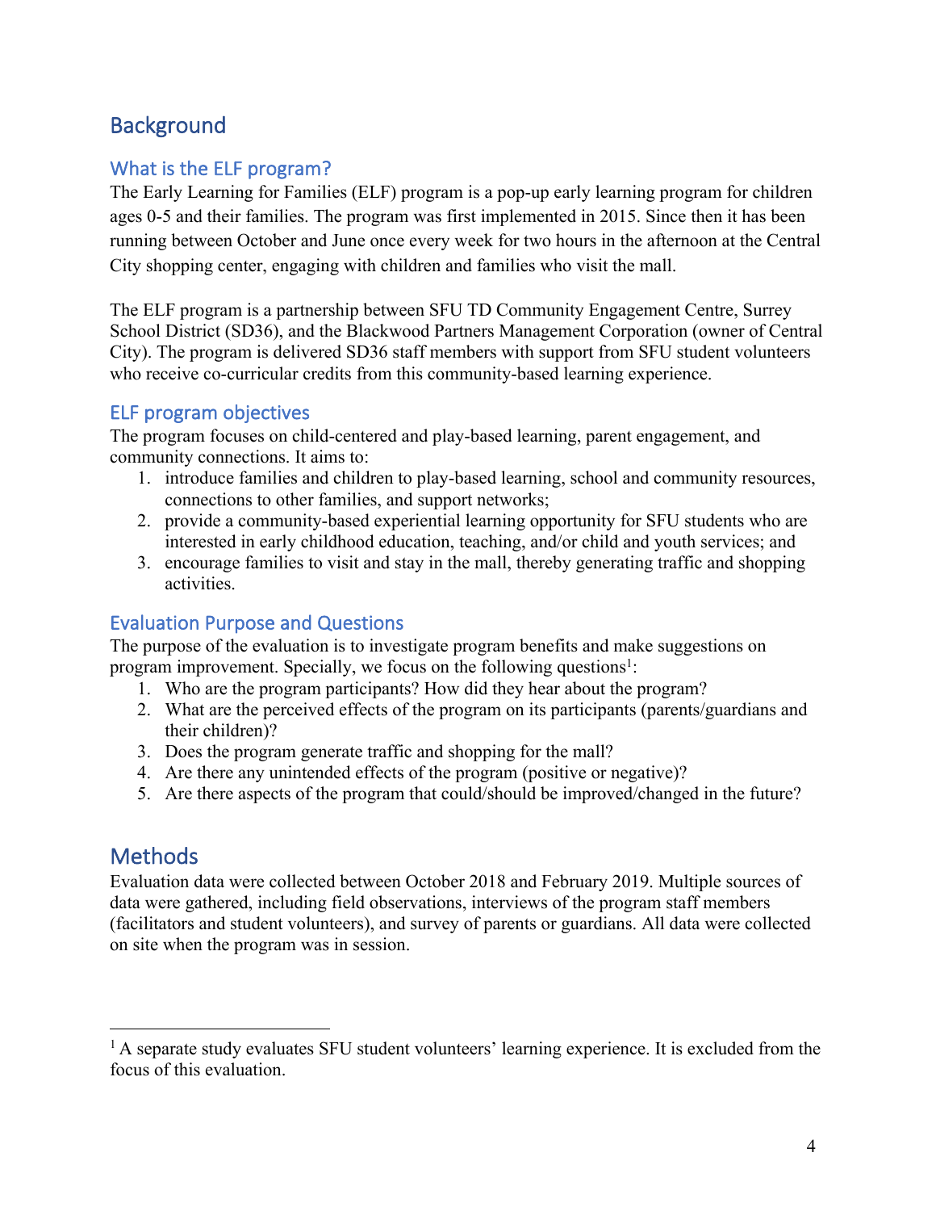# Background

## What is the ELF program?

The Early Learning for Families (ELF) program is a pop-up early learning program for children ages 0-5 and their families. The program was first implemented in 2015. Since then it has been running between October and June once every week for two hours in the afternoon at the Central City shopping center, engaging with children and families who visit the mall.

The ELF program is a partnership between SFU TD Community Engagement Centre, Surrey School District (SD36), and the Blackwood Partners Management Corporation (owner of Central City). The program is delivered SD36 staff members with support from SFU student volunteers who receive co-curricular credits from this community-based learning experience.

## ELF program objectives

The program focuses on child-centered and play-based learning, parent engagement, and community connections. It aims to:

1. introduce families and children to play-based learning, school and community resources, connections to other families, and support networks;
2. provide a community-based experiential learning opportunity for SFU students who are interested in early childhood education, teaching, and/or child and youth services; and
3. encourage families to visit and stay in the mall, thereby generating traffic and shopping activities.

## Evaluation Purpose and Questions

The purpose of the evaluation is to investigate program benefits and make suggestions on program improvement. Specially, we focus on the following questions[1]:

1. Who are the program participants? How did they hear about the program?
2. What are the perceived effects of the program on its participants (parents/guardians and their children)?
3. Does the program generate traffic and shopping for the mall?
4. Are there any unintended effects of the program (positive or negative)?
5. Are there aspects of the program that could/should be improved/changed in the future?

# Methods

Evaluation data were collected between October 2018 and February 2019. Multiple sources of data were gathered, including field observations, interviews of the program staff members (facilitators and student volunteers), and survey of parents or guardians. All data were collected on site when the program was in session.

---

[1] A separate study evaluates SFU student volunteers' learning experience. It is excluded from the focus of this evaluation.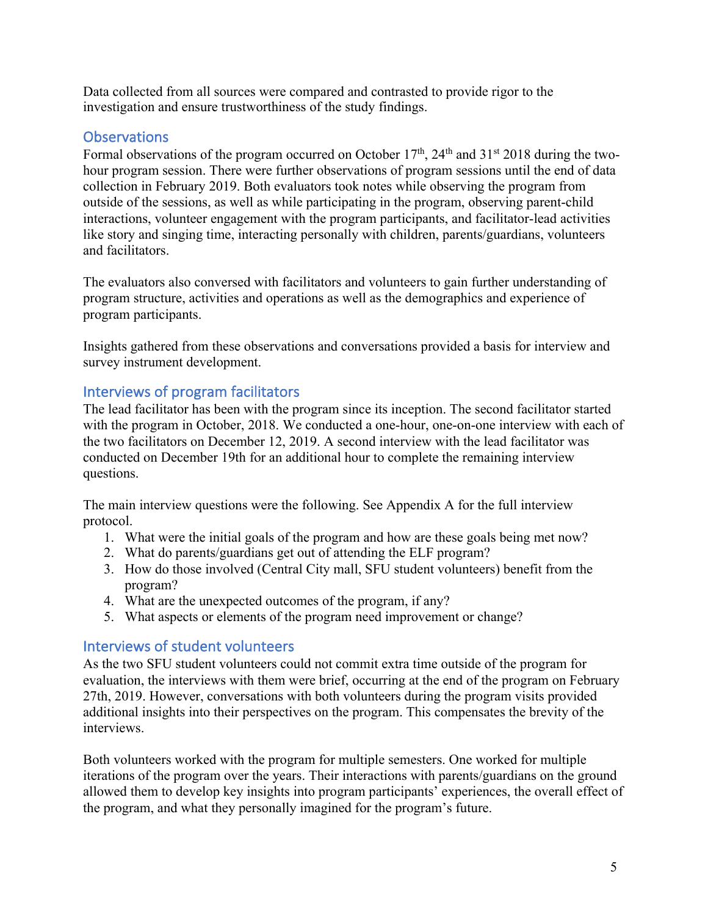Data collected from all sources were compared and contrasted to provide rigor to the investigation and ensure trustworthiness of the study findings.

## Observations

Formal observations of the program occurred on October 17th, 24th and 31st 2018 during the two-hour program session. There were further observations of program sessions until the end of data collection in February 2019. Both evaluators took notes while observing the program from outside of the sessions, as well as while participating in the program, observing parent-child interactions, volunteer engagement with the program participants, and facilitator-lead activities like story and singing time, interacting personally with children, parents/guardians, volunteers and facilitators.

The evaluators also conversed with facilitators and volunteers to gain further understanding of program structure, activities and operations as well as the demographics and experience of program participants.

Insights gathered from these observations and conversations provided a basis for interview and survey instrument development.

## Interviews of program facilitators

The lead facilitator has been with the program since its inception. The second facilitator started with the program in October, 2018. We conducted a one-hour, one-on-one interview with each of the two facilitators on December 12, 2019. A second interview with the lead facilitator was conducted on December 19th for an additional hour to complete the remaining interview questions.

The main interview questions were the following. See Appendix A for the full interview protocol.

1. What were the initial goals of the program and how are these goals being met now?
2. What do parents/guardians get out of attending the ELF program?
3. How do those involved (Central City mall, SFU student volunteers) benefit from the program?
4. What are the unexpected outcomes of the program, if any?
5. What aspects or elements of the program need improvement or change?

## Interviews of student volunteers

As the two SFU student volunteers could not commit extra time outside of the program for evaluation, the interviews with them were brief, occurring at the end of the program on February 27th, 2019. However, conversations with both volunteers during the program visits provided additional insights into their perspectives on the program. This compensates the brevity of the interviews.

Both volunteers worked with the program for multiple semesters. One worked for multiple iterations of the program over the years. Their interactions with parents/guardians on the ground allowed them to develop key insights into program participants' experiences, the overall effect of the program, and what they personally imagined for the program's future.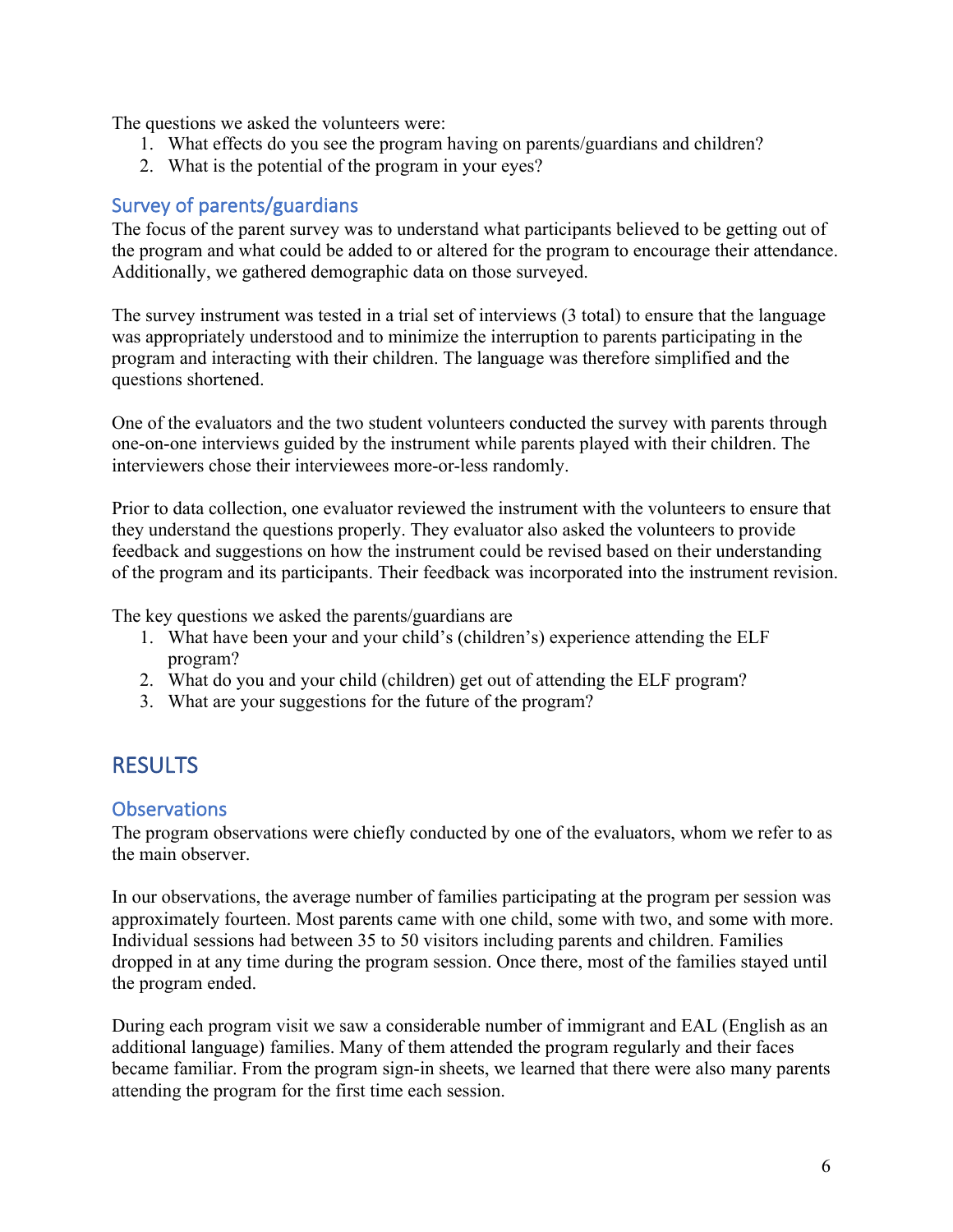The questions we asked the volunteers were:

1. What effects do you see the program having on parents/guardians and children?
2. What is the potential of the program in your eyes?

### Survey of parents/guardians

The focus of the parent survey was to understand what participants believed to be getting out of the program and what could be added to or altered for the program to encourage their attendance. Additionally, we gathered demographic data on those surveyed.

The survey instrument was tested in a trial set of interviews (3 total) to ensure that the language was appropriately understood and to minimize the interruption to parents participating in the program and interacting with their children. The language was therefore simplified and the questions shortened.

One of the evaluators and the two student volunteers conducted the survey with parents through one-on-one interviews guided by the instrument while parents played with their children. The interviewers chose their interviewees more-or-less randomly.

Prior to data collection, one evaluator reviewed the instrument with the volunteers to ensure that they understand the questions properly. They evaluator also asked the volunteers to provide feedback and suggestions on how the instrument could be revised based on their understanding of the program and its participants. Their feedback was incorporated into the instrument revision.

The key questions we asked the parents/guardians are

1. What have been your and your child's (children's) experience attending the ELF program?
2. What do you and your child (children) get out of attending the ELF program?
3. What are your suggestions for the future of the program?

## RESULTS

### Observations

The program observations were chiefly conducted by one of the evaluators, whom we refer to as the main observer.

In our observations, the average number of families participating at the program per session was approximately fourteen. Most parents came with one child, some with two, and some with more. Individual sessions had between 35 to 50 visitors including parents and children. Families dropped in at any time during the program session. Once there, most of the families stayed until the program ended.

During each program visit we saw a considerable number of immigrant and EAL (English as an additional language) families. Many of them attended the program regularly and their faces became familiar. From the program sign-in sheets, we learned that there were also many parents attending the program for the first time each session.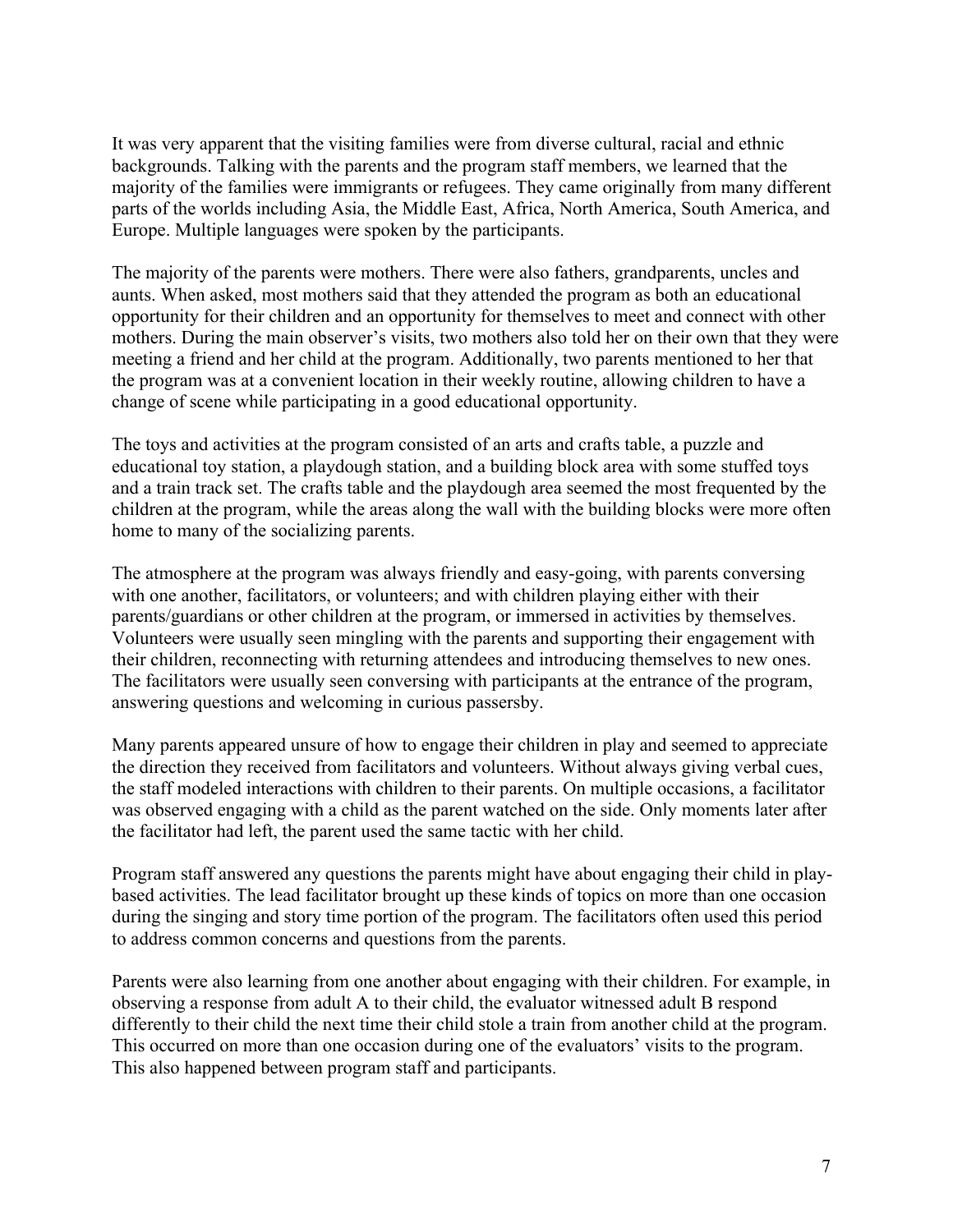It was very apparent that the visiting families were from diverse cultural, racial and ethnic backgrounds. Talking with the parents and the program staff members, we learned that the majority of the families were immigrants or refugees. They came originally from many different parts of the worlds including Asia, the Middle East, Africa, North America, South America, and Europe. Multiple languages were spoken by the participants.

The majority of the parents were mothers. There were also fathers, grandparents, uncles and aunts. When asked, most mothers said that they attended the program as both an educational opportunity for their children and an opportunity for themselves to meet and connect with other mothers. During the main observer's visits, two mothers also told her on their own that they were meeting a friend and her child at the program. Additionally, two parents mentioned to her that the program was at a convenient location in their weekly routine, allowing children to have a change of scene while participating in a good educational opportunity.

The toys and activities at the program consisted of an arts and crafts table, a puzzle and educational toy station, a playdough station, and a building block area with some stuffed toys and a train track set. The crafts table and the playdough area seemed the most frequented by the children at the program, while the areas along the wall with the building blocks were more often home to many of the socializing parents.

The atmosphere at the program was always friendly and easy-going, with parents conversing with one another, facilitators, or volunteers; and with children playing either with their parents/guardians or other children at the program, or immersed in activities by themselves. Volunteers were usually seen mingling with the parents and supporting their engagement with their children, reconnecting with returning attendees and introducing themselves to new ones. The facilitators were usually seen conversing with participants at the entrance of the program, answering questions and welcoming in curious passersby.

Many parents appeared unsure of how to engage their children in play and seemed to appreciate the direction they received from facilitators and volunteers. Without always giving verbal cues, the staff modeled interactions with children to their parents. On multiple occasions, a facilitator was observed engaging with a child as the parent watched on the side. Only moments later after the facilitator had left, the parent used the same tactic with her child.

Program staff answered any questions the parents might have about engaging their child in play-based activities. The lead facilitator brought up these kinds of topics on more than one occasion during the singing and story time portion of the program. The facilitators often used this period to address common concerns and questions from the parents.

Parents were also learning from one another about engaging with their children. For example, in observing a response from adult A to their child, the evaluator witnessed adult B respond differently to their child the next time their child stole a train from another child at the program. This occurred on more than one occasion during one of the evaluators' visits to the program. This also happened between program staff and participants.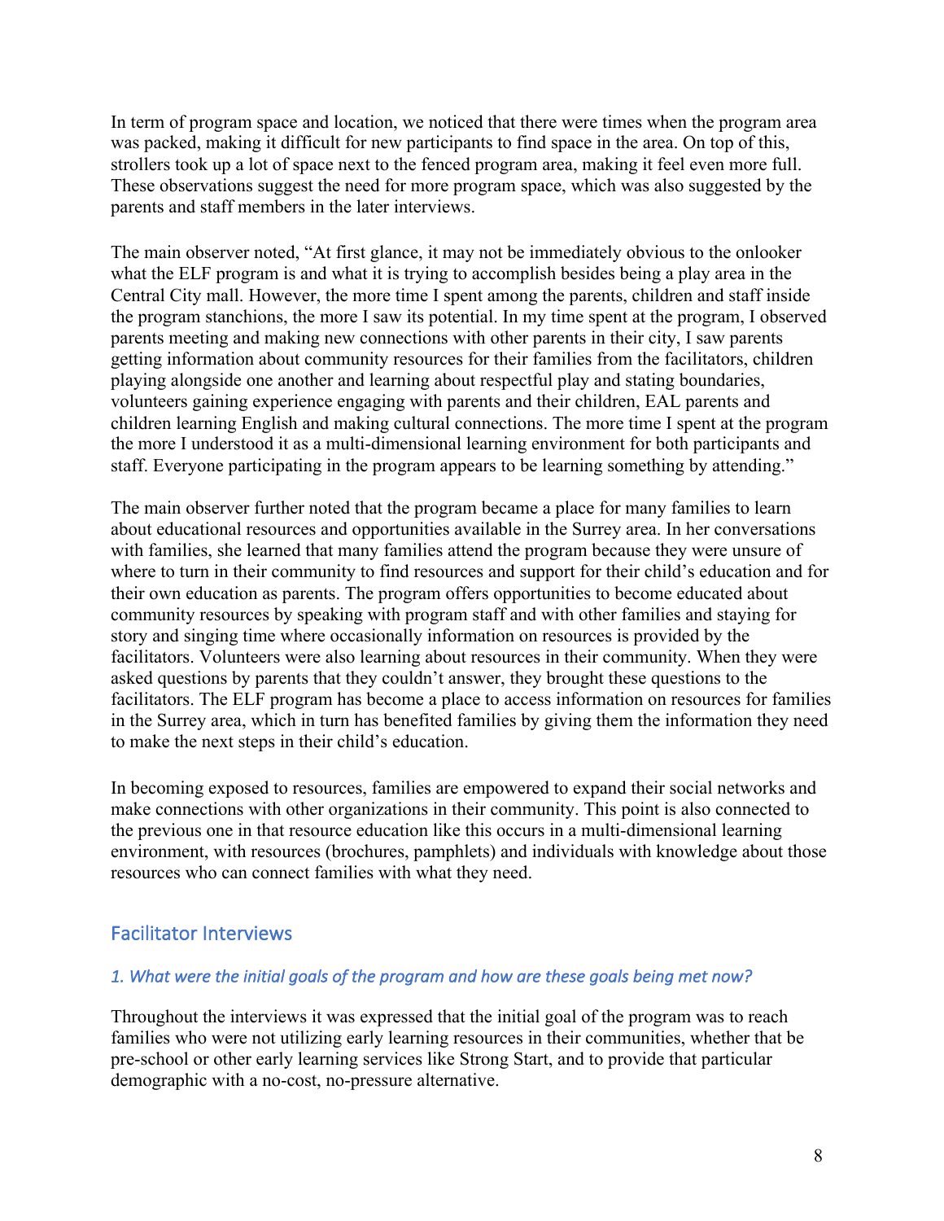In term of program space and location, we noticed that there were times when the program area was packed, making it difficult for new participants to find space in the area. On top of this, strollers took up a lot of space next to the fenced program area, making it feel even more full. These observations suggest the need for more program space, which was also suggested by the parents and staff members in the later interviews.

The main observer noted, "At first glance, it may not be immediately obvious to the onlooker what the ELF program is and what it is trying to accomplish besides being a play area in the Central City mall. However, the more time I spent among the parents, children and staff inside the program stanchions, the more I saw its potential. In my time spent at the program, I observed parents meeting and making new connections with other parents in their city, I saw parents getting information about community resources for their families from the facilitators, children playing alongside one another and learning about respectful play and stating boundaries, volunteers gaining experience engaging with parents and their children, EAL parents and children learning English and making cultural connections. The more time I spent at the program the more I understood it as a multi-dimensional learning environment for both participants and staff. Everyone participating in the program appears to be learning something by attending."

The main observer further noted that the program became a place for many families to learn about educational resources and opportunities available in the Surrey area. In her conversations with families, she learned that many families attend the program because they were unsure of where to turn in their community to find resources and support for their child's education and for their own education as parents. The program offers opportunities to become educated about community resources by speaking with program staff and with other families and staying for story and singing time where occasionally information on resources is provided by the facilitators. Volunteers were also learning about resources in their community. When they were asked questions by parents that they couldn't answer, they brought these questions to the facilitators. The ELF program has become a place to access information on resources for families in the Surrey area, which in turn has benefited families by giving them the information they need to make the next steps in their child's education.

In becoming exposed to resources, families are empowered to expand their social networks and make connections with other organizations in their community. This point is also connected to the previous one in that resource education like this occurs in a multi-dimensional learning environment, with resources (brochures, pamphlets) and individuals with knowledge about those resources who can connect families with what they need.

## Facilitator Interviews

### *1. What were the initial goals of the program and how are these goals being met now?*

Throughout the interviews it was expressed that the initial goal of the program was to reach families who were not utilizing early learning resources in their communities, whether that be pre-school or other early learning services like Strong Start, and to provide that particular demographic with a no-cost, no-pressure alternative.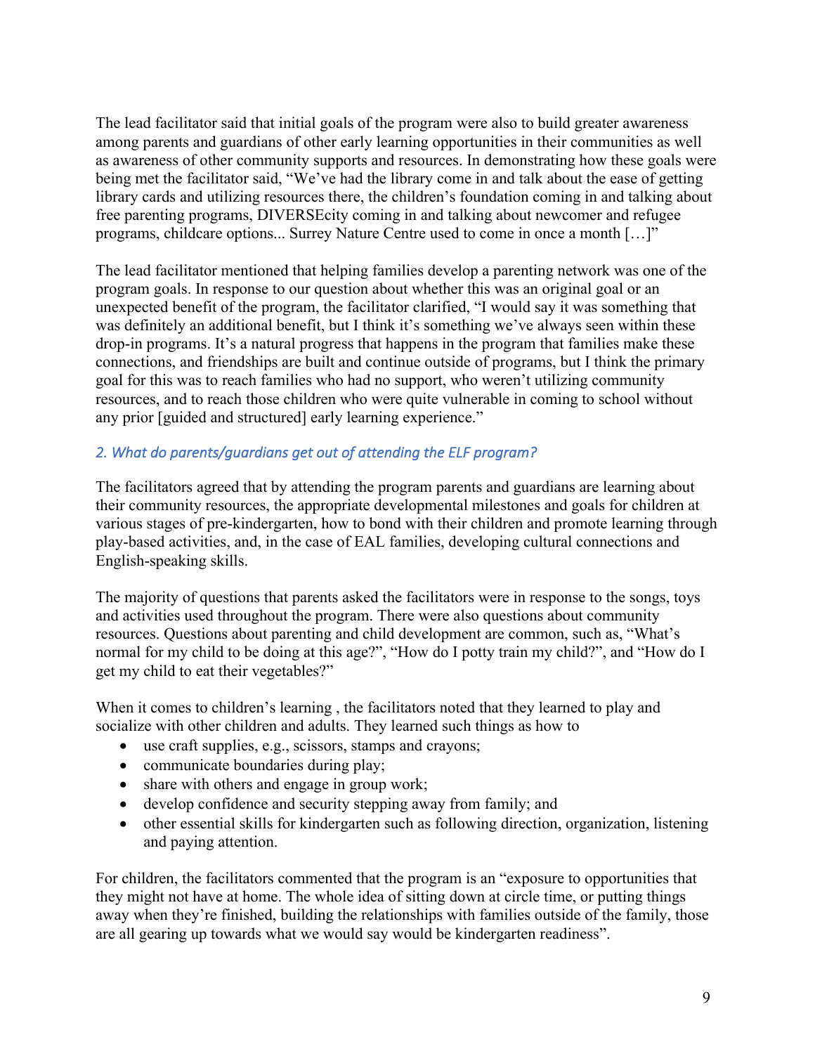The lead facilitator said that initial goals of the program were also to build greater awareness among parents and guardians of other early learning opportunities in their communities as well as awareness of other community supports and resources. In demonstrating how these goals were being met the facilitator said, "We've had the library come in and talk about the ease of getting library cards and utilizing resources there, the children's foundation coming in and talking about free parenting programs, DIVERSEcity coming in and talking about newcomer and refugee programs, childcare options... Surrey Nature Centre used to come in once a month […]"

The lead facilitator mentioned that helping families develop a parenting network was one of the program goals. In response to our question about whether this was an original goal or an unexpected benefit of the program, the facilitator clarified, "I would say it was something that was definitely an additional benefit, but I think it's something we've always seen within these drop-in programs. It's a natural progress that happens in the program that families make these connections, and friendships are built and continue outside of programs, but I think the primary goal for this was to reach families who had no support, who weren't utilizing community resources, and to reach those children who were quite vulnerable in coming to school without any prior [guided and structured] early learning experience."

### *2. What do parents/guardians get out of attending the ELF program?*

The facilitators agreed that by attending the program parents and guardians are learning about their community resources, the appropriate developmental milestones and goals for children at various stages of pre-kindergarten, how to bond with their children and promote learning through play-based activities, and, in the case of EAL families, developing cultural connections and English-speaking skills.

The majority of questions that parents asked the facilitators were in response to the songs, toys and activities used throughout the program. There were also questions about community resources. Questions about parenting and child development are common, such as, "What's normal for my child to be doing at this age?", "How do I potty train my child?", and "How do I get my child to eat their vegetables?"

When it comes to children's learning , the facilitators noted that they learned to play and socialize with other children and adults. They learned such things as how to

- use craft supplies, e.g., scissors, stamps and crayons;
- communicate boundaries during play;
- share with others and engage in group work;
- develop confidence and security stepping away from family; and
- other essential skills for kindergarten such as following direction, organization, listening and paying attention.

For children, the facilitators commented that the program is an "exposure to opportunities that they might not have at home. The whole idea of sitting down at circle time, or putting things away when they're finished, building the relationships with families outside of the family, those are all gearing up towards what we would say would be kindergarten readiness".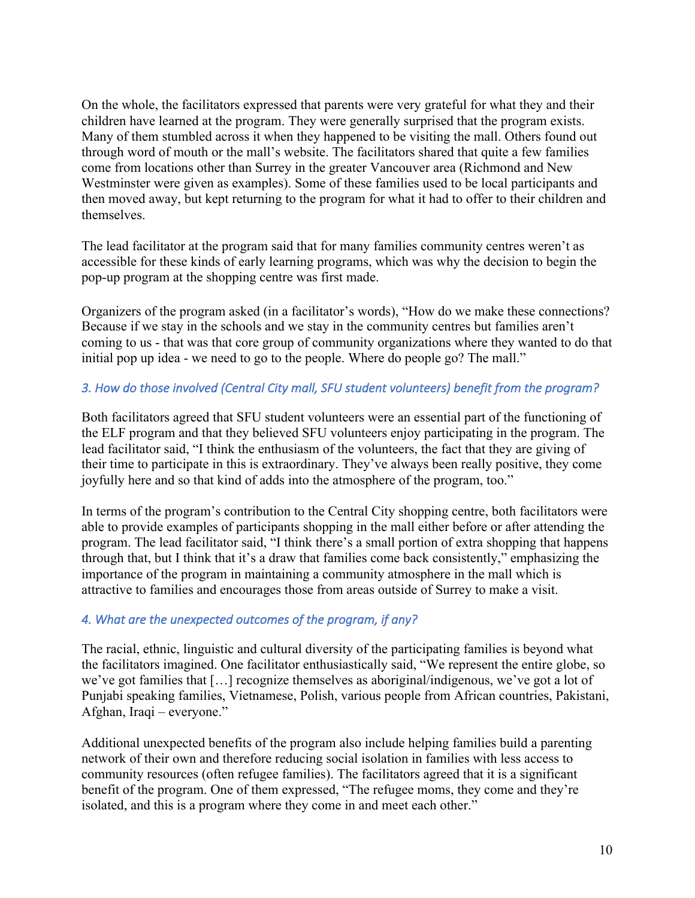On the whole, the facilitators expressed that parents were very grateful for what they and their children have learned at the program. They were generally surprised that the program exists. Many of them stumbled across it when they happened to be visiting the mall. Others found out through word of mouth or the mall's website. The facilitators shared that quite a few families come from locations other than Surrey in the greater Vancouver area (Richmond and New Westminster were given as examples). Some of these families used to be local participants and then moved away, but kept returning to the program for what it had to offer to their children and themselves.

The lead facilitator at the program said that for many families community centres weren't as accessible for these kinds of early learning programs, which was why the decision to begin the pop-up program at the shopping centre was first made.

Organizers of the program asked (in a facilitator's words), "How do we make these connections? Because if we stay in the schools and we stay in the community centres but families aren't coming to us - that was that core group of community organizations where they wanted to do that initial pop up idea - we need to go to the people. Where do people go? The mall."

### *3. How do those involved (Central City mall, SFU student volunteers) benefit from the program?*

Both facilitators agreed that SFU student volunteers were an essential part of the functioning of the ELF program and that they believed SFU volunteers enjoy participating in the program. The lead facilitator said, "I think the enthusiasm of the volunteers, the fact that they are giving of their time to participate in this is extraordinary. They've always been really positive, they come joyfully here and so that kind of adds into the atmosphere of the program, too."

In terms of the program's contribution to the Central City shopping centre, both facilitators were able to provide examples of participants shopping in the mall either before or after attending the program. The lead facilitator said, "I think there's a small portion of extra shopping that happens through that, but I think that it's a draw that families come back consistently," emphasizing the importance of the program in maintaining a community atmosphere in the mall which is attractive to families and encourages those from areas outside of Surrey to make a visit.

### *4. What are the unexpected outcomes of the program, if any?*

The racial, ethnic, linguistic and cultural diversity of the participating families is beyond what the facilitators imagined. One facilitator enthusiastically said, "We represent the entire globe, so we've got families that […] recognize themselves as aboriginal/indigenous, we've got a lot of Punjabi speaking families, Vietnamese, Polish, various people from African countries, Pakistani, Afghan, Iraqi – everyone."

Additional unexpected benefits of the program also include helping families build a parenting network of their own and therefore reducing social isolation in families with less access to community resources (often refugee families). The facilitators agreed that it is a significant benefit of the program. One of them expressed, "The refugee moms, they come and they're isolated, and this is a program where they come in and meet each other."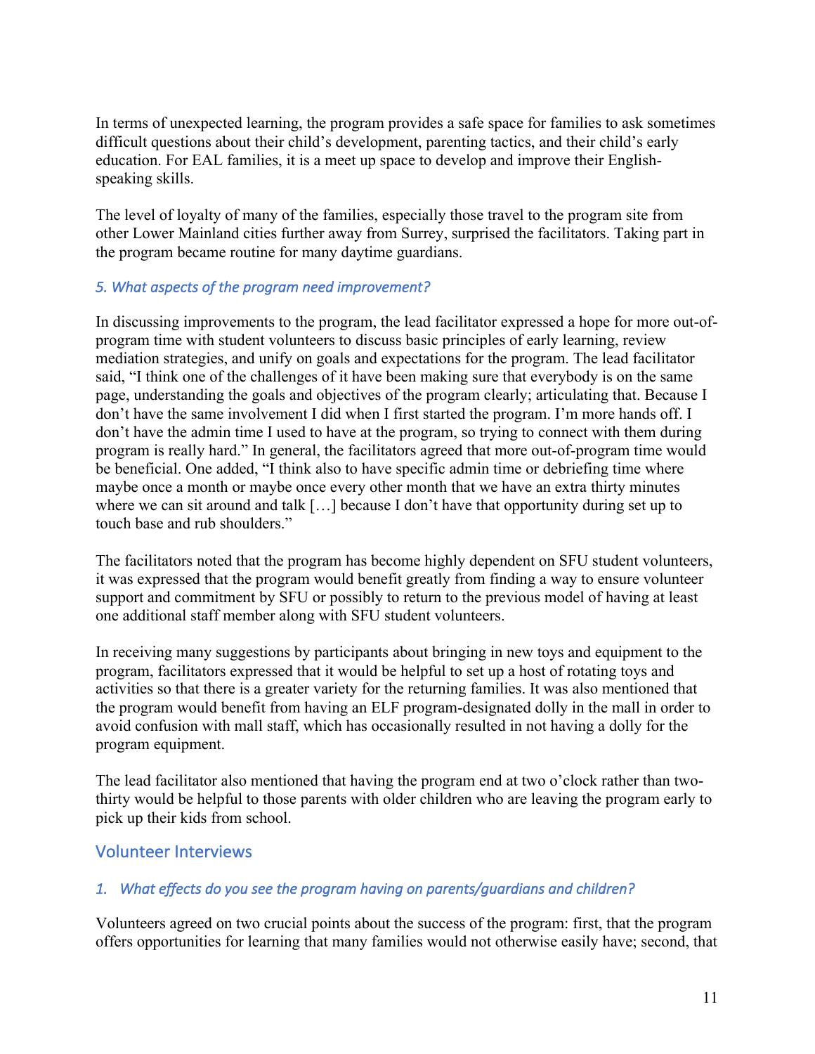In terms of unexpected learning, the program provides a safe space for families to ask sometimes difficult questions about their child's development, parenting tactics, and their child's early education. For EAL families, it is a meet up space to develop and improve their English-speaking skills.

The level of loyalty of many of the families, especially those travel to the program site from other Lower Mainland cities further away from Surrey, surprised the facilitators. Taking part in the program became routine for many daytime guardians.

### *5. What aspects of the program need improvement?*

In discussing improvements to the program, the lead facilitator expressed a hope for more out-of-program time with student volunteers to discuss basic principles of early learning, review mediation strategies, and unify on goals and expectations for the program. The lead facilitator said, "I think one of the challenges of it have been making sure that everybody is on the same page, understanding the goals and objectives of the program clearly; articulating that. Because I don't have the same involvement I did when I first started the program. I'm more hands off. I don't have the admin time I used to have at the program, so trying to connect with them during program is really hard." In general, the facilitators agreed that more out-of-program time would be beneficial. One added, "I think also to have specific admin time or debriefing time where maybe once a month or maybe once every other month that we have an extra thirty minutes where we can sit around and talk […] because I don't have that opportunity during set up to touch base and rub shoulders."

The facilitators noted that the program has become highly dependent on SFU student volunteers, it was expressed that the program would benefit greatly from finding a way to ensure volunteer support and commitment by SFU or possibly to return to the previous model of having at least one additional staff member along with SFU student volunteers.

In receiving many suggestions by participants about bringing in new toys and equipment to the program, facilitators expressed that it would be helpful to set up a host of rotating toys and activities so that there is a greater variety for the returning families. It was also mentioned that the program would benefit from having an ELF program-designated dolly in the mall in order to avoid confusion with mall staff, which has occasionally resulted in not having a dolly for the program equipment.

The lead facilitator also mentioned that having the program end at two o'clock rather than two-thirty would be helpful to those parents with older children who are leaving the program early to pick up their kids from school.

## Volunteer Interviews

### *1. What effects do you see the program having on parents/guardians and children?*

Volunteers agreed on two crucial points about the success of the program: first, that the program offers opportunities for learning that many families would not otherwise easily have; second, that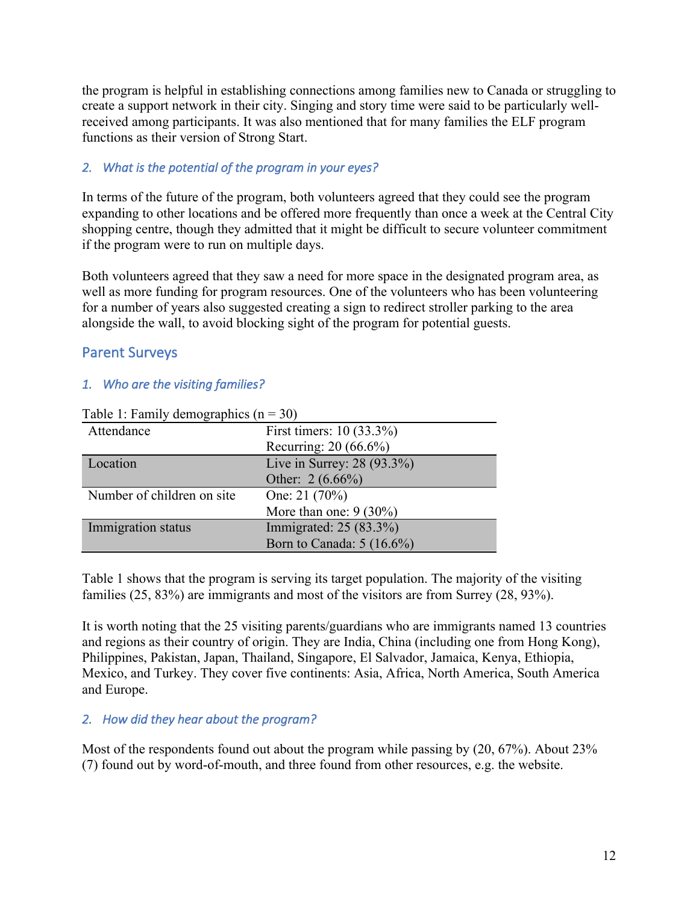the program is helpful in establishing connections among families new to Canada or struggling to create a support network in their city. Singing and story time were said to be particularly well-received among participants. It was also mentioned that for many families the ELF program functions as their version of Strong Start.

### *2. What is the potential of the program in your eyes?*

In terms of the future of the program, both volunteers agreed that they could see the program expanding to other locations and be offered more frequently than once a week at the Central City shopping centre, though they admitted that it might be difficult to secure volunteer commitment if the program were to run on multiple days.

Both volunteers agreed that they saw a need for more space in the designated program area, as well as more funding for program resources. One of the volunteers who has been volunteering for a number of years also suggested creating a sign to redirect stroller parking to the area alongside the wall, to avoid blocking sight of the program for potential guests.

## Parent Surveys

### *1. Who are the visiting families?*

Table 1: Family demographics (n = 30)

| | |
|---|---|
| Attendance | First timers: 10 (33.3%)<br>Recurring: 20 (66.6%) |
| Location | Live in Surrey: 28 (93.3%)<br>Other: 2 (6.66%) |
| Number of children on site | One: 21 (70%)<br>More than one: 9 (30%) |
| Immigration status | Immigrated: 25 (83.3%)<br>Born to Canada: 5 (16.6%) |

Table 1 shows that the program is serving its target population. The majority of the visiting families (25, 83%) are immigrants and most of the visitors are from Surrey (28, 93%).

It is worth noting that the 25 visiting parents/guardians who are immigrants named 13 countries and regions as their country of origin. They are India, China (including one from Hong Kong), Philippines, Pakistan, Japan, Thailand, Singapore, El Salvador, Jamaica, Kenya, Ethiopia, Mexico, and Turkey. They cover five continents: Asia, Africa, North America, South America and Europe.

### *2. How did they hear about the program?*

Most of the respondents found out about the program while passing by (20, 67%). About 23% (7) found out by word-of-mouth, and three found from other resources, e.g. the website.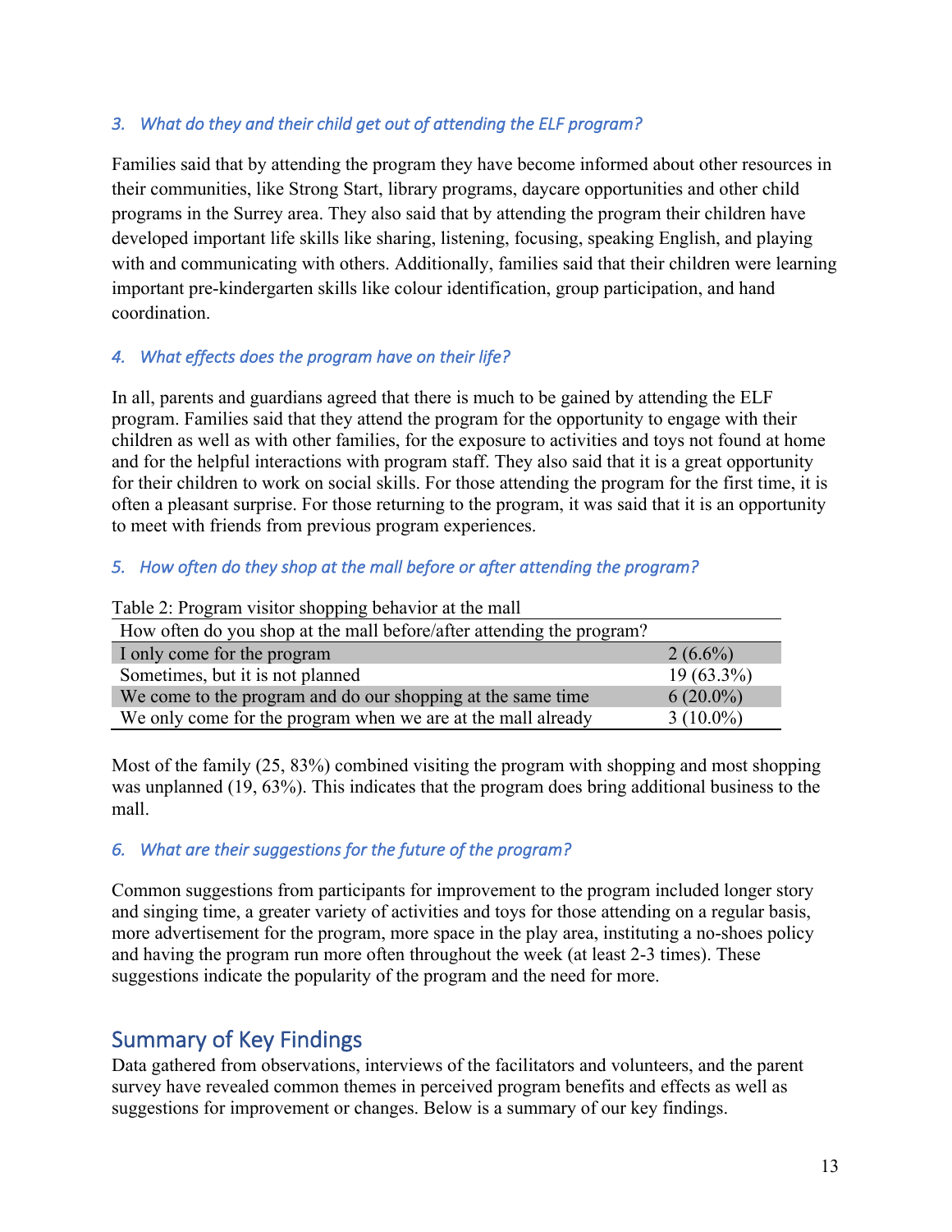### *3. What do they and their child get out of attending the ELF program?*

Families said that by attending the program they have become informed about other resources in their communities, like Strong Start, library programs, daycare opportunities and other child programs in the Surrey area. They also said that by attending the program their children have developed important life skills like sharing, listening, focusing, speaking English, and playing with and communicating with others. Additionally, families said that their children were learning important pre-kindergarten skills like colour identification, group participation, and hand coordination.

### *4. What effects does the program have on their life?*

In all, parents and guardians agreed that there is much to be gained by attending the ELF program. Families said that they attend the program for the opportunity to engage with their children as well as with other families, for the exposure to activities and toys not found at home and for the helpful interactions with program staff. They also said that it is a great opportunity for their children to work on social skills. For those attending the program for the first time, it is often a pleasant surprise. For those returning to the program, it was said that it is an opportunity to meet with friends from previous program experiences.

### *5. How often do they shop at the mall before or after attending the program?*

Table 2: Program visitor shopping behavior at the mall

| How often do you shop at the mall before/after attending the program? | |
|---|---|
| I only come for the program | 2 (6.6%) |
| Sometimes, but it is not planned | 19 (63.3%) |
| We come to the program and do our shopping at the same time | 6 (20.0%) |
| We only come for the program when we are at the mall already | 3 (10.0%) |

Most of the family (25, 83%) combined visiting the program with shopping and most shopping was unplanned (19, 63%). This indicates that the program does bring additional business to the mall.

### *6. What are their suggestions for the future of the program?*

Common suggestions from participants for improvement to the program included longer story and singing time, a greater variety of activities and toys for those attending on a regular basis, more advertisement for the program, more space in the play area, instituting a no-shoes policy and having the program run more often throughout the week (at least 2-3 times). These suggestions indicate the popularity of the program and the need for more.

## Summary of Key Findings

Data gathered from observations, interviews of the facilitators and volunteers, and the parent survey have revealed common themes in perceived program benefits and effects as well as suggestions for improvement or changes. Below is a summary of our key findings.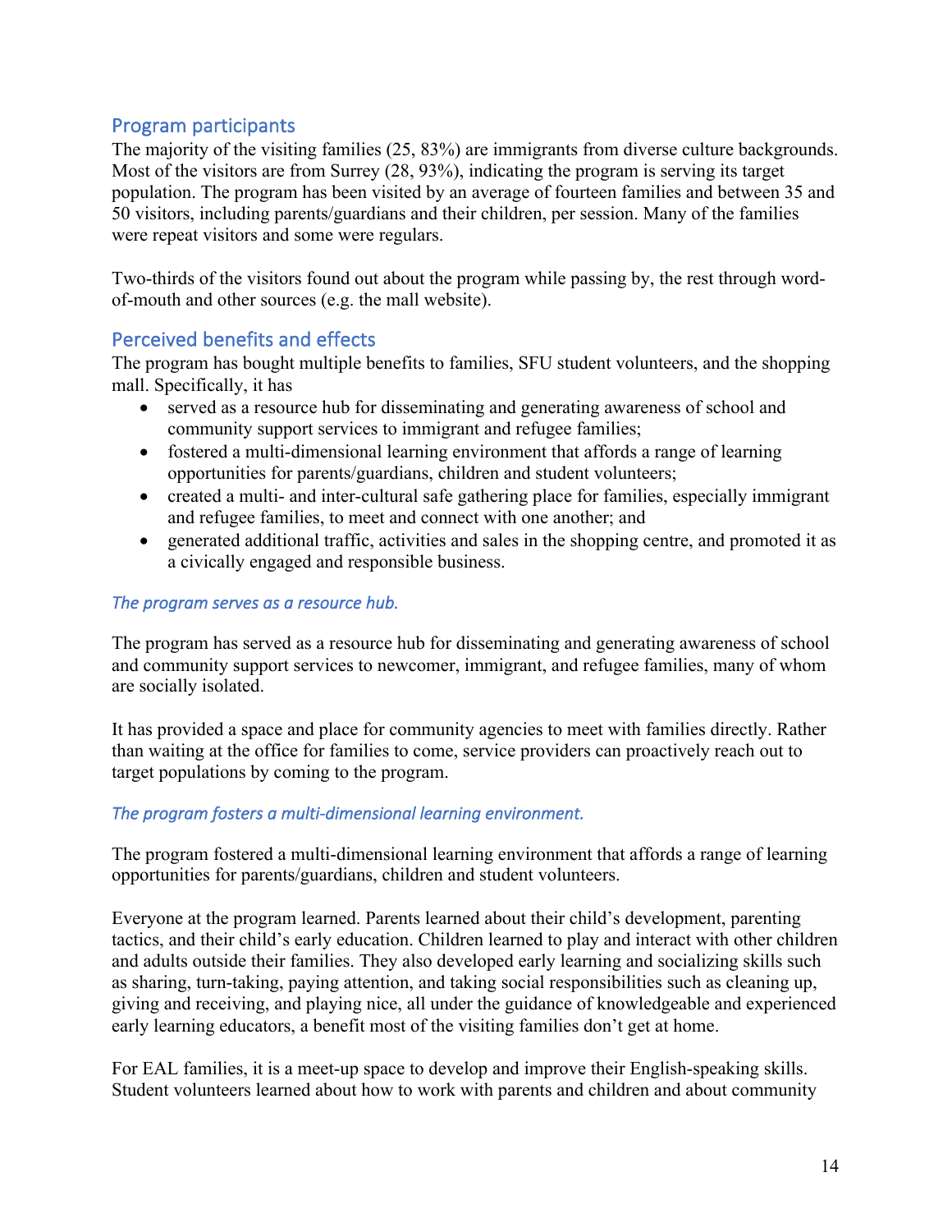## Program participants

The majority of the visiting families (25, 83%) are immigrants from diverse culture backgrounds. Most of the visitors are from Surrey (28, 93%), indicating the program is serving its target population. The program has been visited by an average of fourteen families and between 35 and 50 visitors, including parents/guardians and their children, per session. Many of the families were repeat visitors and some were regulars.

Two-thirds of the visitors found out about the program while passing by, the rest through word-of-mouth and other sources (e.g. the mall website).

## Perceived benefits and effects

The program has bought multiple benefits to families, SFU student volunteers, and the shopping mall. Specifically, it has

- served as a resource hub for disseminating and generating awareness of school and community support services to immigrant and refugee families;
- fostered a multi-dimensional learning environment that affords a range of learning opportunities for parents/guardians, children and student volunteers;
- created a multi- and inter-cultural safe gathering place for families, especially immigrant and refugee families, to meet and connect with one another; and
- generated additional traffic, activities and sales in the shopping centre, and promoted it as a civically engaged and responsible business.

### *The program serves as a resource hub.*

The program has served as a resource hub for disseminating and generating awareness of school and community support services to newcomer, immigrant, and refugee families, many of whom are socially isolated.

It has provided a space and place for community agencies to meet with families directly. Rather than waiting at the office for families to come, service providers can proactively reach out to target populations by coming to the program.

### *The program fosters a multi-dimensional learning environment.*

The program fostered a multi-dimensional learning environment that affords a range of learning opportunities for parents/guardians, children and student volunteers.

Everyone at the program learned. Parents learned about their child's development, parenting tactics, and their child's early education. Children learned to play and interact with other children and adults outside their families. They also developed early learning and socializing skills such as sharing, turn-taking, paying attention, and taking social responsibilities such as cleaning up, giving and receiving, and playing nice, all under the guidance of knowledgeable and experienced early learning educators, a benefit most of the visiting families don't get at home.

For EAL families, it is a meet-up space to develop and improve their English-speaking skills. Student volunteers learned about how to work with parents and children and about community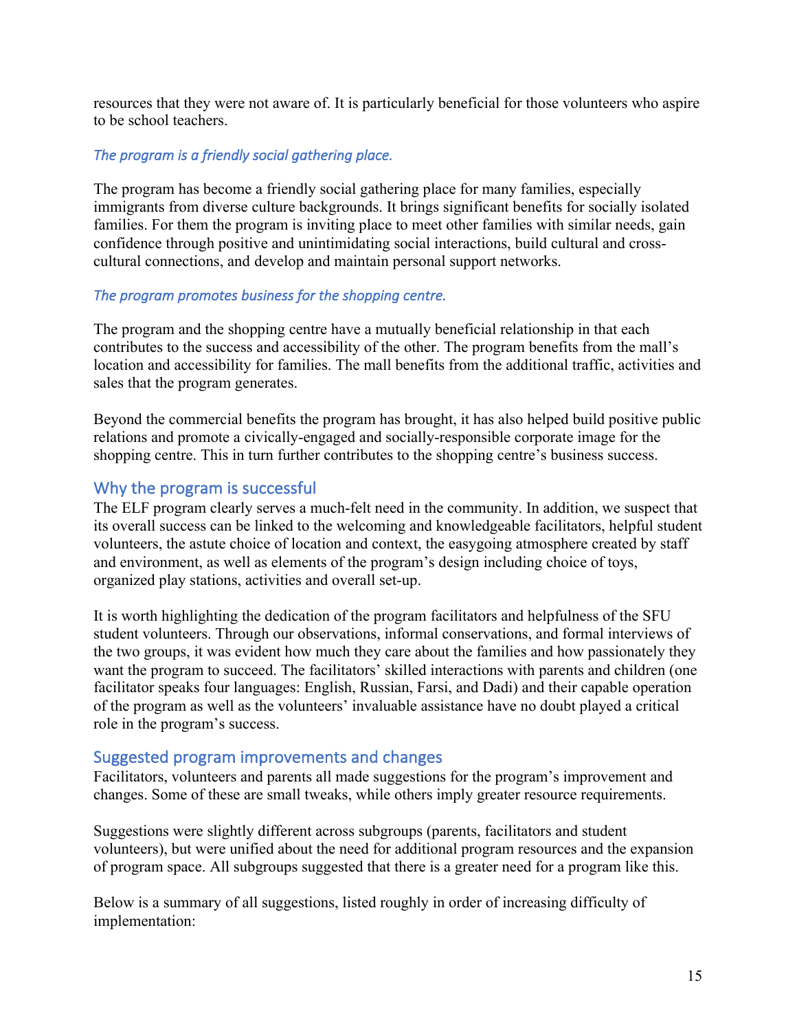resources that they were not aware of. It is particularly beneficial for those volunteers who aspire to be school teachers.

### *The program is a friendly social gathering place.*

The program has become a friendly social gathering place for many families, especially immigrants from diverse culture backgrounds. It brings significant benefits for socially isolated families. For them the program is inviting place to meet other families with similar needs, gain confidence through positive and unintimidating social interactions, build cultural and cross-cultural connections, and develop and maintain personal support networks.

### *The program promotes business for the shopping centre.*

The program and the shopping centre have a mutually beneficial relationship in that each contributes to the success and accessibility of the other. The program benefits from the mall's location and accessibility for families. The mall benefits from the additional traffic, activities and sales that the program generates.

Beyond the commercial benefits the program has brought, it has also helped build positive public relations and promote a civically-engaged and socially-responsible corporate image for the shopping centre. This in turn further contributes to the shopping centre's business success.

## Why the program is successful

The ELF program clearly serves a much-felt need in the community. In addition, we suspect that its overall success can be linked to the welcoming and knowledgeable facilitators, helpful student volunteers, the astute choice of location and context, the easygoing atmosphere created by staff and environment, as well as elements of the program's design including choice of toys, organized play stations, activities and overall set-up.

It is worth highlighting the dedication of the program facilitators and helpfulness of the SFU student volunteers. Through our observations, informal conservations, and formal interviews of the two groups, it was evident how much they care about the families and how passionately they want the program to succeed. The facilitators' skilled interactions with parents and children (one facilitator speaks four languages: English, Russian, Farsi, and Dadi) and their capable operation of the program as well as the volunteers' invaluable assistance have no doubt played a critical role in the program's success.

## Suggested program improvements and changes

Facilitators, volunteers and parents all made suggestions for the program's improvement and changes. Some of these are small tweaks, while others imply greater resource requirements.

Suggestions were slightly different across subgroups (parents, facilitators and student volunteers), but were unified about the need for additional program resources and the expansion of program space. All subgroups suggested that there is a greater need for a program like this.

Below is a summary of all suggestions, listed roughly in order of increasing difficulty of implementation: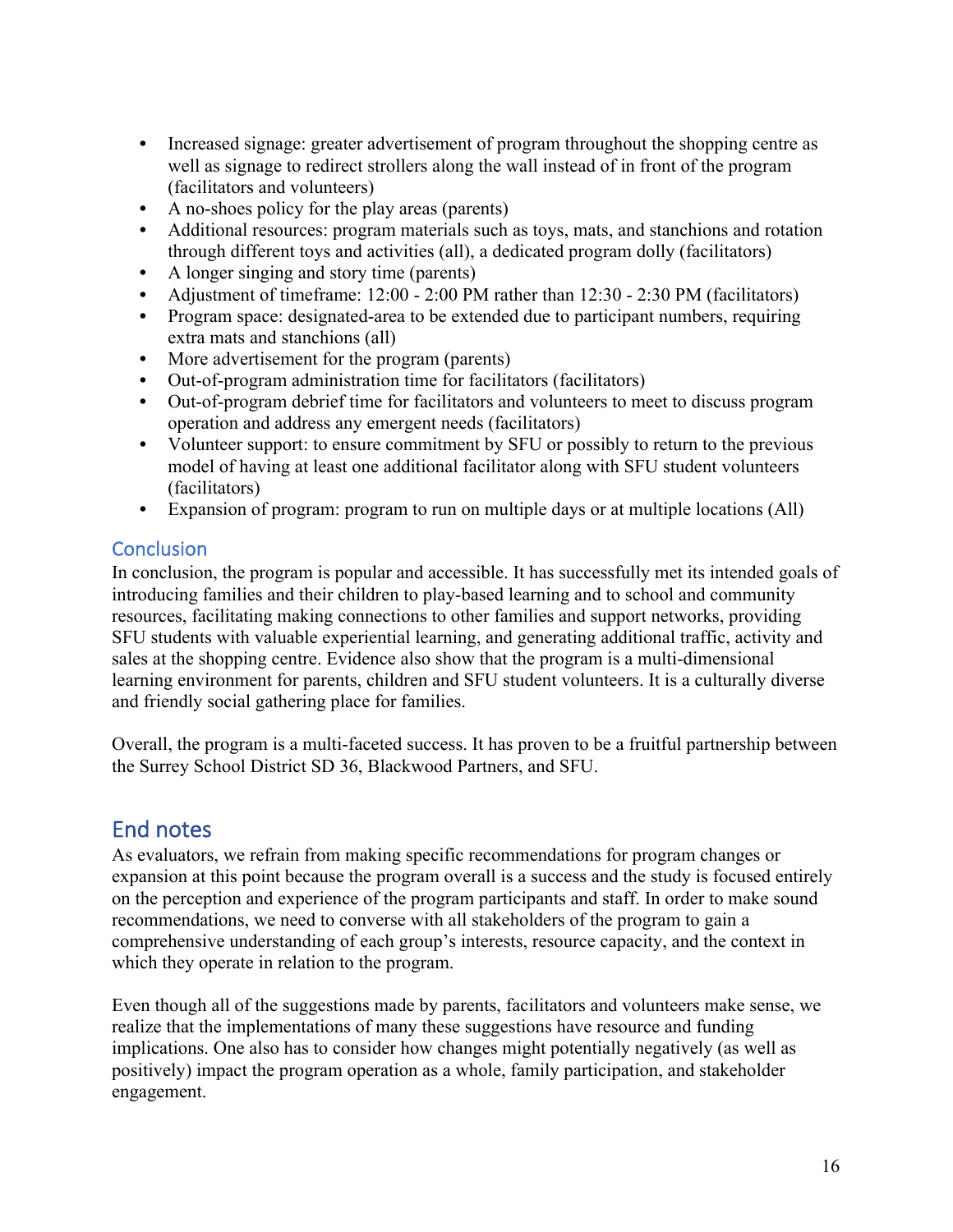- Increased signage: greater advertisement of program throughout the shopping centre as well as signage to redirect strollers along the wall instead of in front of the program (facilitators and volunteers)
- A no-shoes policy for the play areas (parents)
- Additional resources: program materials such as toys, mats, and stanchions and rotation through different toys and activities (all), a dedicated program dolly (facilitators)
- A longer singing and story time (parents)
- Adjustment of timeframe: 12:00 - 2:00 PM rather than 12:30 - 2:30 PM (facilitators)
- Program space: designated-area to be extended due to participant numbers, requiring extra mats and stanchions (all)
- More advertisement for the program (parents)
- Out-of-program administration time for facilitators (facilitators)
- Out-of-program debrief time for facilitators and volunteers to meet to discuss program operation and address any emergent needs (facilitators)
- Volunteer support: to ensure commitment by SFU or possibly to return to the previous model of having at least one additional facilitator along with SFU student volunteers (facilitators)
- Expansion of program: program to run on multiple days or at multiple locations (All)

### Conclusion

In conclusion, the program is popular and accessible. It has successfully met its intended goals of introducing families and their children to play-based learning and to school and community resources, facilitating making connections to other families and support networks, providing SFU students with valuable experiential learning, and generating additional traffic, activity and sales at the shopping centre. Evidence also show that the program is a multi-dimensional learning environment for parents, children and SFU student volunteers. It is a culturally diverse and friendly social gathering place for families.

Overall, the program is a multi-faceted success. It has proven to be a fruitful partnership between the Surrey School District SD 36, Blackwood Partners, and SFU.

## End notes

As evaluators, we refrain from making specific recommendations for program changes or expansion at this point because the program overall is a success and the study is focused entirely on the perception and experience of the program participants and staff. In order to make sound recommendations, we need to converse with all stakeholders of the program to gain a comprehensive understanding of each group's interests, resource capacity, and the context in which they operate in relation to the program.

Even though all of the suggestions made by parents, facilitators and volunteers make sense, we realize that the implementations of many these suggestions have resource and funding implications. One also has to consider how changes might potentially negatively (as well as positively) impact the program operation as a whole, family participation, and stakeholder engagement.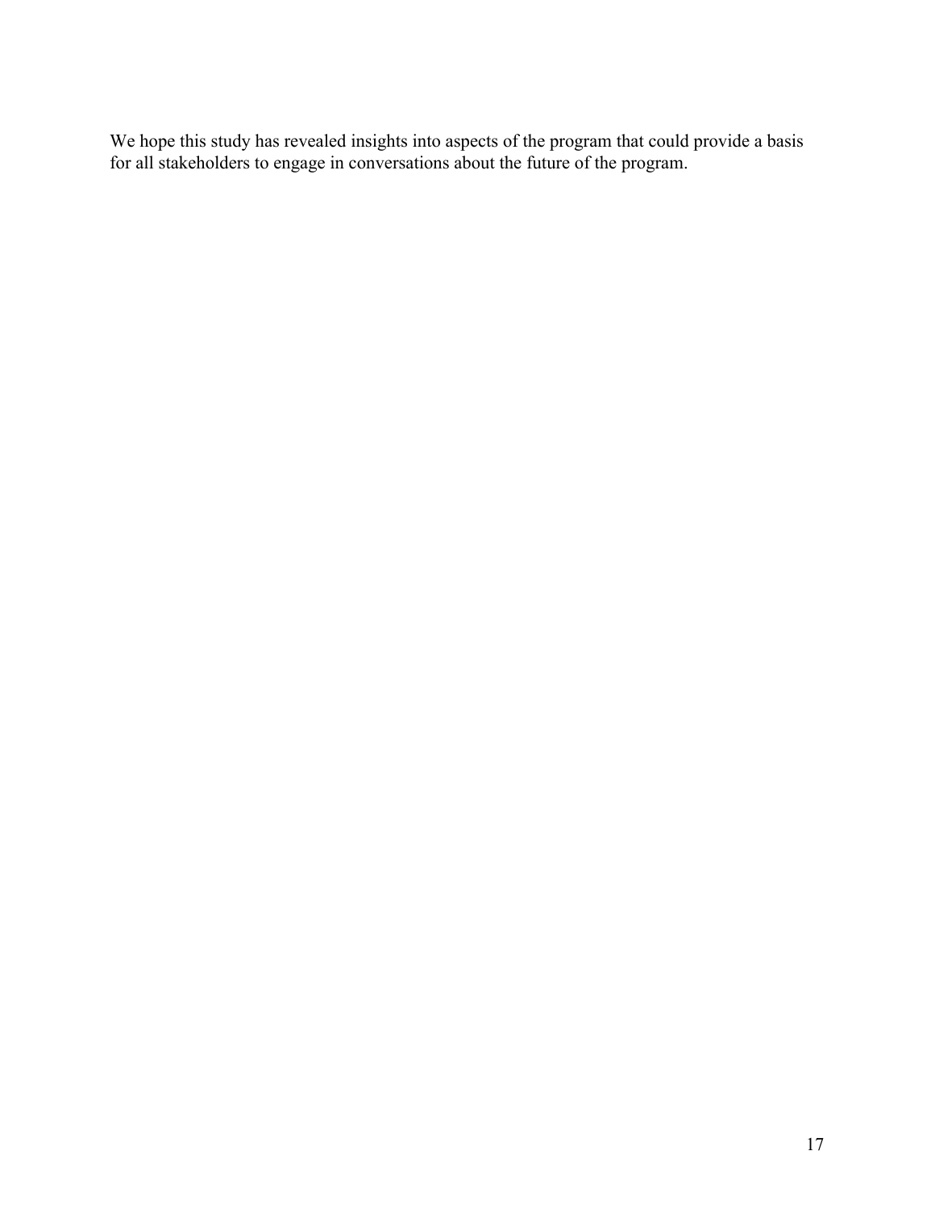We hope this study has revealed insights into aspects of the program that could provide a basis for all stakeholders to engage in conversations about the future of the program.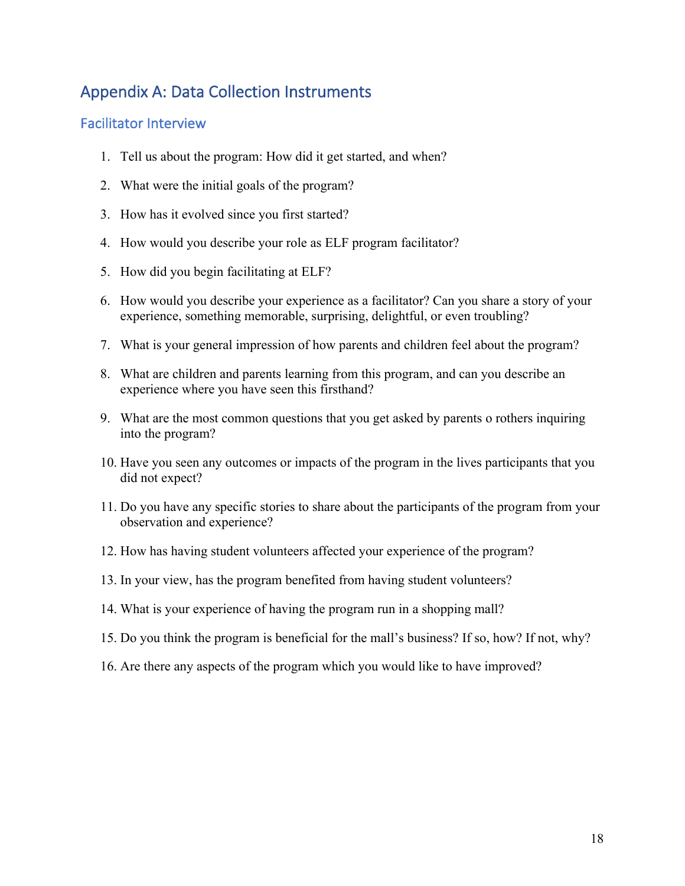## Appendix A: Data Collection Instruments

### Facilitator Interview

1. Tell us about the program: How did it get started, and when?
2. What were the initial goals of the program?
3. How has it evolved since you first started?
4. How would you describe your role as ELF program facilitator?
5. How did you begin facilitating at ELF?
6. How would you describe your experience as a facilitator? Can you share a story of your experience, something memorable, surprising, delightful, or even troubling?
7. What is your general impression of how parents and children feel about the program?
8. What are children and parents learning from this program, and can you describe an experience where you have seen this firsthand?
9. What are the most common questions that you get asked by parents o rothers inquiring into the program?
10. Have you seen any outcomes or impacts of the program in the lives participants that you did not expect?
11. Do you have any specific stories to share about the participants of the program from your observation and experience?
12. How has having student volunteers affected your experience of the program?
13. In your view, has the program benefited from having student volunteers?
14. What is your experience of having the program run in a shopping mall?
15. Do you think the program is beneficial for the mall's business? If so, how? If not, why?
16. Are there any aspects of the program which you would like to have improved?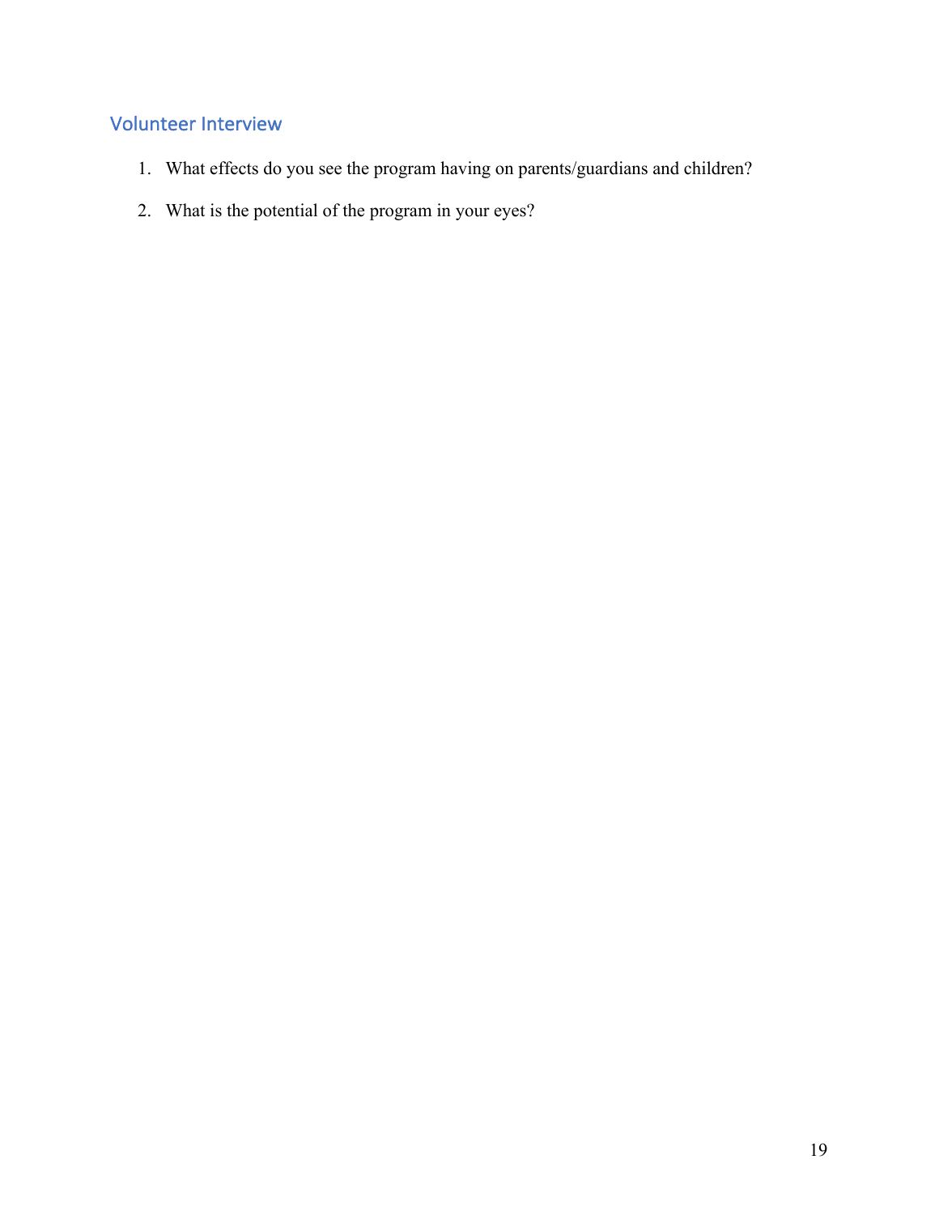## Volunteer Interview

1. What effects do you see the program having on parents/guardians and children?
2. What is the potential of the program in your eyes?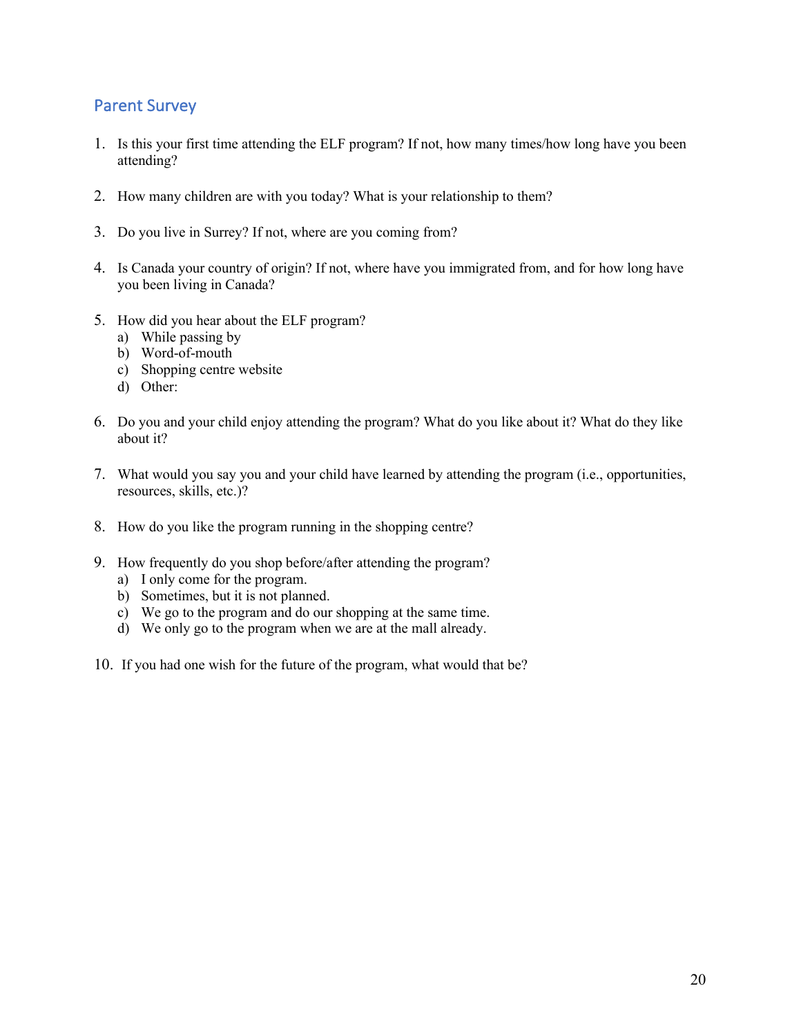## Parent Survey

1. Is this your first time attending the ELF program? If not, how many times/how long have you been attending?

2. How many children are with you today? What is your relationship to them?

3. Do you live in Surrey? If not, where are you coming from?

4. Is Canada your country of origin? If not, where have you immigrated from, and for how long have you been living in Canada?

5. How did you hear about the ELF program?
   a) While passing by
   b) Word-of-mouth
   c) Shopping centre website
   d) Other:

6. Do you and your child enjoy attending the program? What do you like about it? What do they like about it?

7. What would you say you and your child have learned by attending the program (i.e., opportunities, resources, skills, etc.)?

8. How do you like the program running in the shopping centre?

9. How frequently do you shop before/after attending the program?
   a) I only come for the program.
   b) Sometimes, but it is not planned.
   c) We go to the program and do our shopping at the same time.
   d) We only go to the program when we are at the mall already.

10. If you had one wish for the future of the program, what would that be?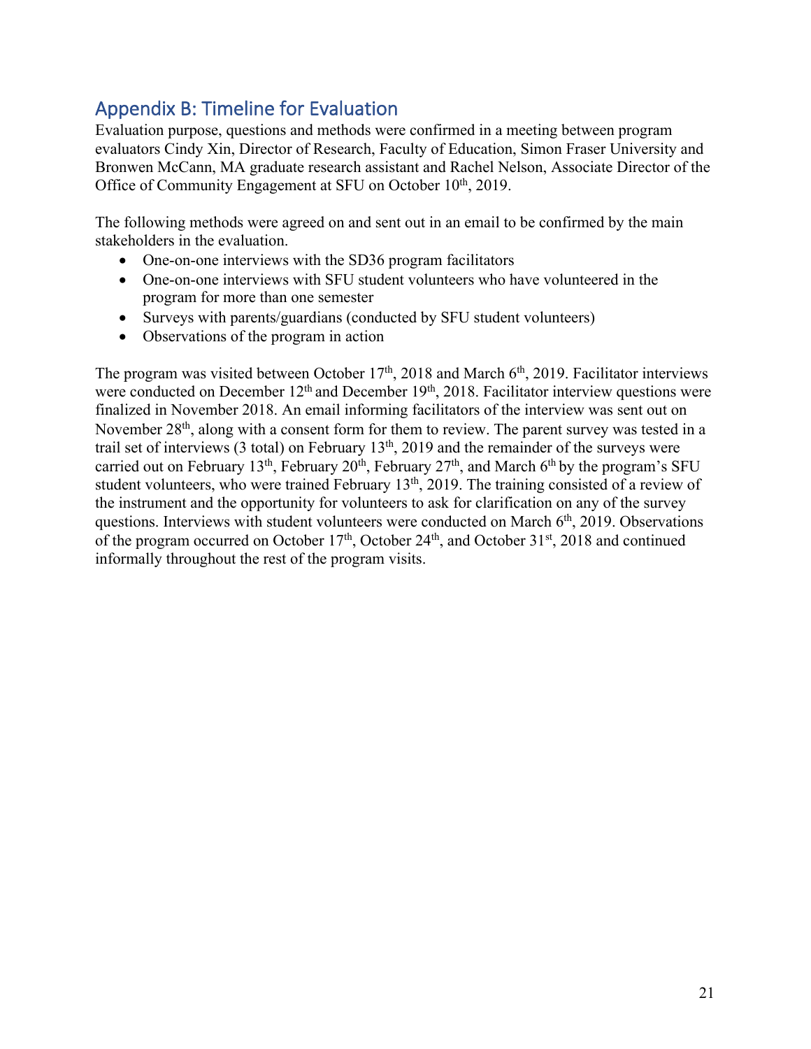## Appendix B: Timeline for Evaluation

Evaluation purpose, questions and methods were confirmed in a meeting between program evaluators Cindy Xin, Director of Research, Faculty of Education, Simon Fraser University and Bronwen McCann, MA graduate research assistant and Rachel Nelson, Associate Director of the Office of Community Engagement at SFU on October 10th, 2019.

The following methods were agreed on and sent out in an email to be confirmed by the main stakeholders in the evaluation.

- One-on-one interviews with the SD36 program facilitators
- One-on-one interviews with SFU student volunteers who have volunteered in the program for more than one semester
- Surveys with parents/guardians (conducted by SFU student volunteers)
- Observations of the program in action

The program was visited between October 17th, 2018 and March 6th, 2019. Facilitator interviews were conducted on December 12th and December 19th, 2018. Facilitator interview questions were finalized in November 2018. An email informing facilitators of the interview was sent out on November 28th, along with a consent form for them to review. The parent survey was tested in a trail set of interviews (3 total) on February 13th, 2019 and the remainder of the surveys were carried out on February 13th, February 20th, February 27th, and March 6th by the program's SFU student volunteers, who were trained February 13th, 2019. The training consisted of a review of the instrument and the opportunity for volunteers to ask for clarification on any of the survey questions. Interviews with student volunteers were conducted on March 6th, 2019. Observations of the program occurred on October 17th, October 24th, and October 31st, 2018 and continued informally throughout the rest of the program visits.